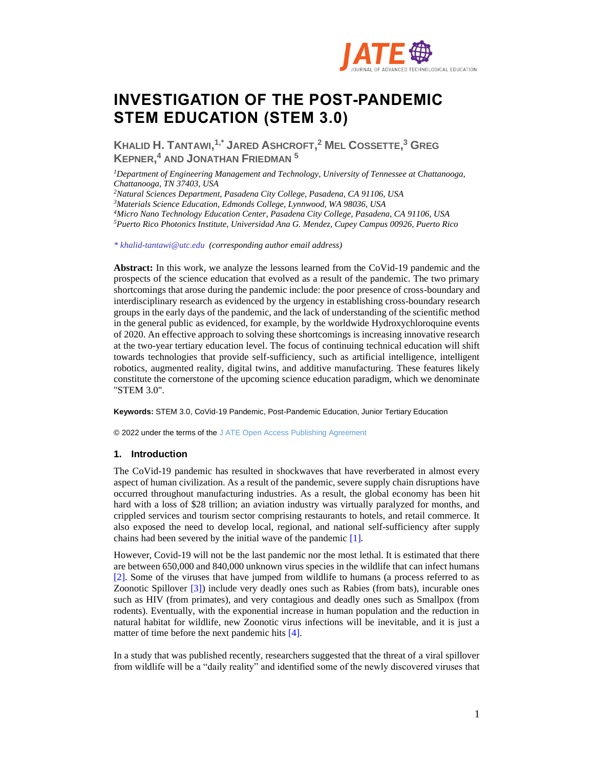# INVESTIGATION OF THE POST-PANDEMIC STEM EDUCATION (STEM 3.0)

**Khalid H. Tantawi,[1,*] Jared Ashcroft,[2] Mel Cossette,[3] Greg Kepner,[4] and Jonathan Friedman [5]**

[1] *Department of Engineering Management and Technology, University of Tennessee at Chattanooga, Chattanooga, TN 37403, USA*
[2] *Natural Sciences Department, Pasadena City College, Pasadena, CA 91106, USA*
[3] *Materials Science Education, Edmonds College, Lynnwood, WA 98036, USA*
[4] *Micro Nano Technology Education Center, Pasadena City College, Pasadena, CA 91106, USA*
[5] *Puerto Rico Photonics Institute, Universidad Ana G. Mendez, Cupey Campus 00926, Puerto Rico*

*\* khalid-tantawi@utc.edu (corresponding author email address)*

**Abstract:** In this work, we analyze the lessons learned from the CoVid-19 pandemic and the prospects of the science education that evolved as a result of the pandemic. The two primary shortcomings that arose during the pandemic include: the poor presence of cross-boundary and interdisciplinary research as evidenced by the urgency in establishing cross-boundary research groups in the early days of the pandemic, and the lack of understanding of the scientific method in the general public as evidenced, for example, by the worldwide Hydroxychloroquine events of 2020. An effective approach to solving these shortcomings is increasing innovative research at the two-year tertiary education level. The focus of continuing technical education will shift towards technologies that provide self-sufficiency, such as artificial intelligence, intelligent robotics, augmented reality, digital twins, and additive manufacturing. These features likely constitute the cornerstone of the upcoming science education paradigm, which we denominate "STEM 3.0".

**Keywords:** STEM 3.0, CoVid-19 Pandemic, Post-Pandemic Education, Junior Tertiary Education

© 2022 under the terms of the J ATE Open Access Publishing Agreement

## 1. Introduction

The CoVid-19 pandemic has resulted in shockwaves that have reverberated in almost every aspect of human civilization. As a result of the pandemic, severe supply chain disruptions have occurred throughout manufacturing industries. As a result, the global economy has been hit hard with a loss of $28 trillion; an aviation industry was virtually paralyzed for months, and crippled services and tourism sector comprising restaurants to hotels, and retail commerce. It also exposed the need to develop local, regional, and national self-sufficiency after supply chains had been severed by the initial wave of the pandemic [1].

However, Covid-19 will not be the last pandemic nor the most lethal. It is estimated that there are between 650,000 and 840,000 unknown virus species in the wildlife that can infect humans [2]. Some of the viruses that have jumped from wildlife to humans (a process referred to as Zoonotic Spillover [3]) include very deadly ones such as Rabies (from bats), incurable ones such as HIV (from primates), and very contagious and deadly ones such as Smallpox (from rodents). Eventually, with the exponential increase in human population and the reduction in natural habitat for wildlife, new Zoonotic virus infections will be inevitable, and it is just a matter of time before the next pandemic hits [4].

In a study that was published recently, researchers suggested that the threat of a viral spillover from wildlife will be a "daily reality" and identified some of the newly discovered viruses that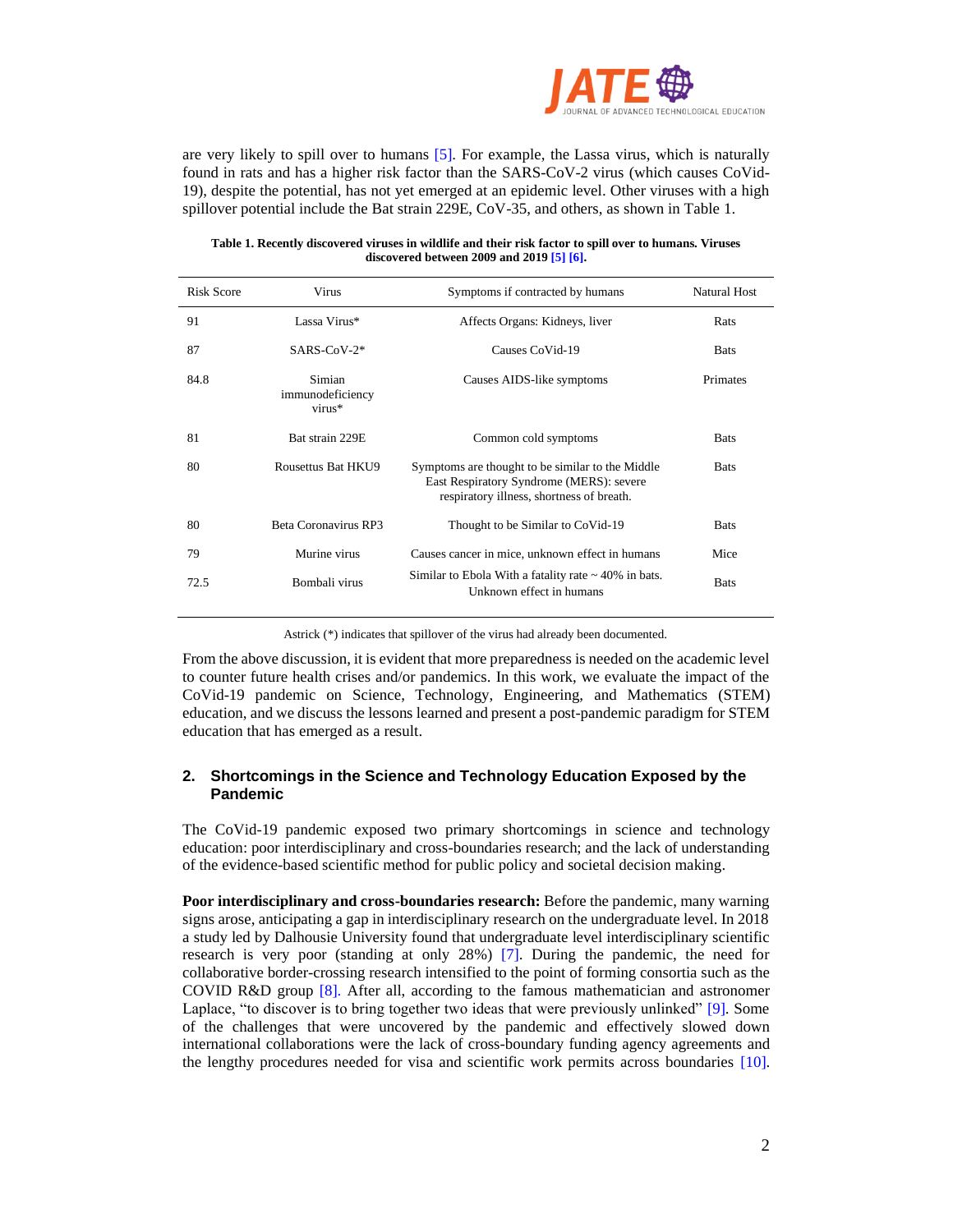are very likely to spill over to humans [5]. For example, the Lassa virus, which is naturally found in rats and has a higher risk factor than the SARS-CoV-2 virus (which causes CoVid-19), despite the potential, has not yet emerged at an epidemic level. Other viruses with a high spillover potential include the Bat strain 229E, CoV-35, and others, as shown in Table 1.

**Table 1. Recently discovered viruses in wildlife and their risk factor to spill over to humans. Viruses discovered between 2009 and 2019 [5] [6].**

| Risk Score | Virus | Symptoms if contracted by humans | Natural Host |
|---|---|---|---|
| 91 | Lassa Virus* | Affects Organs: Kidneys, liver | Rats |
| 87 | SARS-CoV-2* | Causes CoVid-19 | Bats |
| 84.8 | Simian immunodeficiency virus* | Causes AIDS-like symptoms | Primates |
| 81 | Bat strain 229E | Common cold symptoms | Bats |
| 80 | Rousettus Bat HKU9 | Symptoms are thought to be similar to the Middle East Respiratory Syndrome (MERS): severe respiratory illness, shortness of breath. | Bats |
| 80 | Beta Coronavirus RP3 | Thought to be Similar to CoVid-19 | Bats |
| 79 | Murine virus | Causes cancer in mice, unknown effect in humans | Mice |
| 72.5 | Bombali virus | Similar to Ebola With a fatality rate ~ 40% in bats. Unknown effect in humans | Bats |

Astrick (*) indicates that spillover of the virus had already been documented.

From the above discussion, it is evident that more preparedness is needed on the academic level to counter future health crises and/or pandemics. In this work, we evaluate the impact of the CoVid-19 pandemic on Science, Technology, Engineering, and Mathematics (STEM) education, and we discuss the lessons learned and present a post-pandemic paradigm for STEM education that has emerged as a result.

## 2. Shortcomings in the Science and Technology Education Exposed by the Pandemic

The CoVid-19 pandemic exposed two primary shortcomings in science and technology education: poor interdisciplinary and cross-boundaries research; and the lack of understanding of the evidence-based scientific method for public policy and societal decision making.

**Poor interdisciplinary and cross-boundaries research:** Before the pandemic, many warning signs arose, anticipating a gap in interdisciplinary research on the undergraduate level. In 2018 a study led by Dalhousie University found that undergraduate level interdisciplinary scientific research is very poor (standing at only 28%) [7]. During the pandemic, the need for collaborative border-crossing research intensified to the point of forming consortia such as the COVID R&D group [8]. After all, according to the famous mathematician and astronomer Laplace, "to discover is to bring together two ideas that were previously unlinked" [9]. Some of the challenges that were uncovered by the pandemic and effectively slowed down international collaborations were the lack of cross-boundary funding agency agreements and the lengthy procedures needed for visa and scientific work permits across boundaries [10].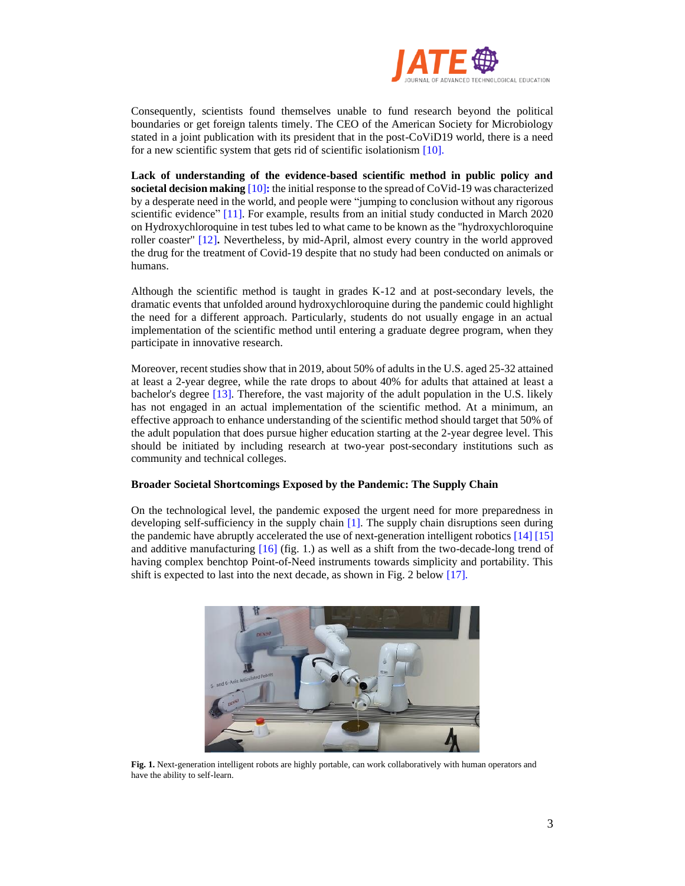Consequently, scientists found themselves unable to fund research beyond the political boundaries or get foreign talents timely. The CEO of the American Society for Microbiology stated in a joint publication with its president that in the post-CoViD19 world, there is a need for a new scientific system that gets rid of scientific isolationism [10].

**Lack of understanding of the evidence-based scientific method in public policy and societal decision making** [10]**:** the initial response to the spread of CoVid-19 was characterized by a desperate need in the world, and people were "jumping to conclusion without any rigorous scientific evidence" [11]. For example, results from an initial study conducted in March 2020 on Hydroxychloroquine in test tubes led to what came to be known as the "hydroxychloroquine roller coaster" [12]**.** Nevertheless, by mid-April, almost every country in the world approved the drug for the treatment of Covid-19 despite that no study had been conducted on animals or humans.

Although the scientific method is taught in grades K-12 and at post-secondary levels, the dramatic events that unfolded around hydroxychloroquine during the pandemic could highlight the need for a different approach. Particularly, students do not usually engage in an actual implementation of the scientific method until entering a graduate degree program, when they participate in innovative research.

Moreover, recent studies show that in 2019, about 50% of adults in the U.S. aged 25-32 attained at least a 2-year degree, while the rate drops to about 40% for adults that attained at least a bachelor's degree [13]. Therefore, the vast majority of the adult population in the U.S. likely has not engaged in an actual implementation of the scientific method. At a minimum, an effective approach to enhance understanding of the scientific method should target that 50% of the adult population that does pursue higher education starting at the 2-year degree level. This should be initiated by including research at two-year post-secondary institutions such as community and technical colleges.

**Broader Societal Shortcomings Exposed by the Pandemic: The Supply Chain**

On the technological level, the pandemic exposed the urgent need for more preparedness in developing self-sufficiency in the supply chain [1]. The supply chain disruptions seen during the pandemic have abruptly accelerated the use of next-generation intelligent robotics [14] [15] and additive manufacturing [16] (fig. 1.) as well as a shift from the two-decade-long trend of having complex benchtop Point-of-Need instruments towards simplicity and portability. This shift is expected to last into the next decade, as shown in Fig. 2 below [17].

**Fig. 1.** Next-generation intelligent robots are highly portable, can work collaboratively with human operators and have the ability to self-learn.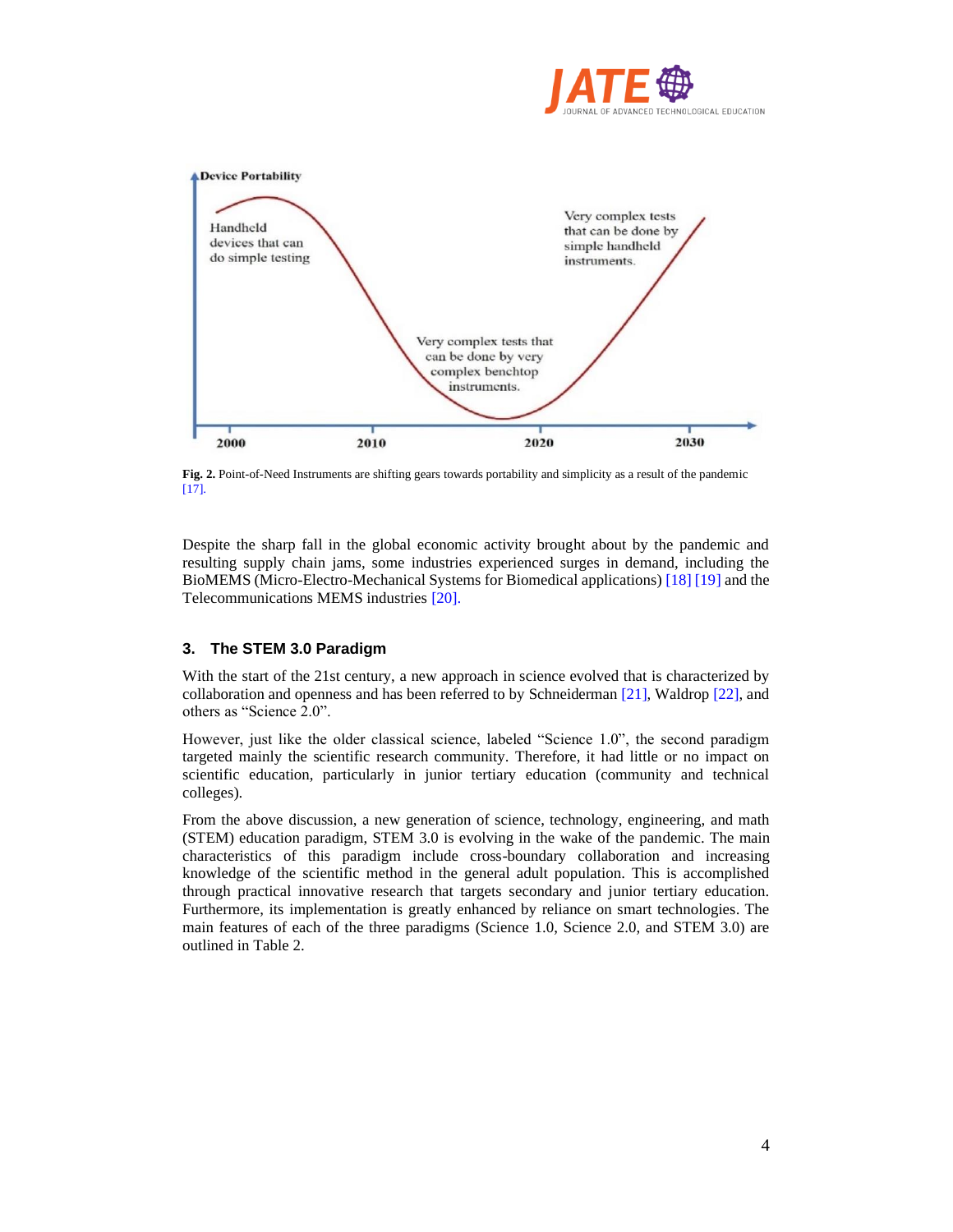Fig. 2. Point-of-Need Instruments are shifting gears towards portability and simplicity as a result of the pandemic [17].

Despite the sharp fall in the global economic activity brought about by the pandemic and resulting supply chain jams, some industries experienced surges in demand, including the BioMEMS (Micro-Electro-Mechanical Systems for Biomedical applications) [18] [19] and the Telecommunications MEMS industries [20].

## 3. The STEM 3.0 Paradigm

With the start of the 21st century, a new approach in science evolved that is characterized by collaboration and openness and has been referred to by Schneiderman [21], Waldrop [22], and others as "Science 2.0".

However, just like the older classical science, labeled "Science 1.0", the second paradigm targeted mainly the scientific research community. Therefore, it had little or no impact on scientific education, particularly in junior tertiary education (community and technical colleges).

From the above discussion, a new generation of science, technology, engineering, and math (STEM) education paradigm, STEM 3.0 is evolving in the wake of the pandemic. The main characteristics of this paradigm include cross-boundary collaboration and increasing knowledge of the scientific method in the general adult population. This is accomplished through practical innovative research that targets secondary and junior tertiary education. Furthermore, its implementation is greatly enhanced by reliance on smart technologies. The main features of each of the three paradigms (Science 1.0, Science 2.0, and STEM 3.0) are outlined in Table 2.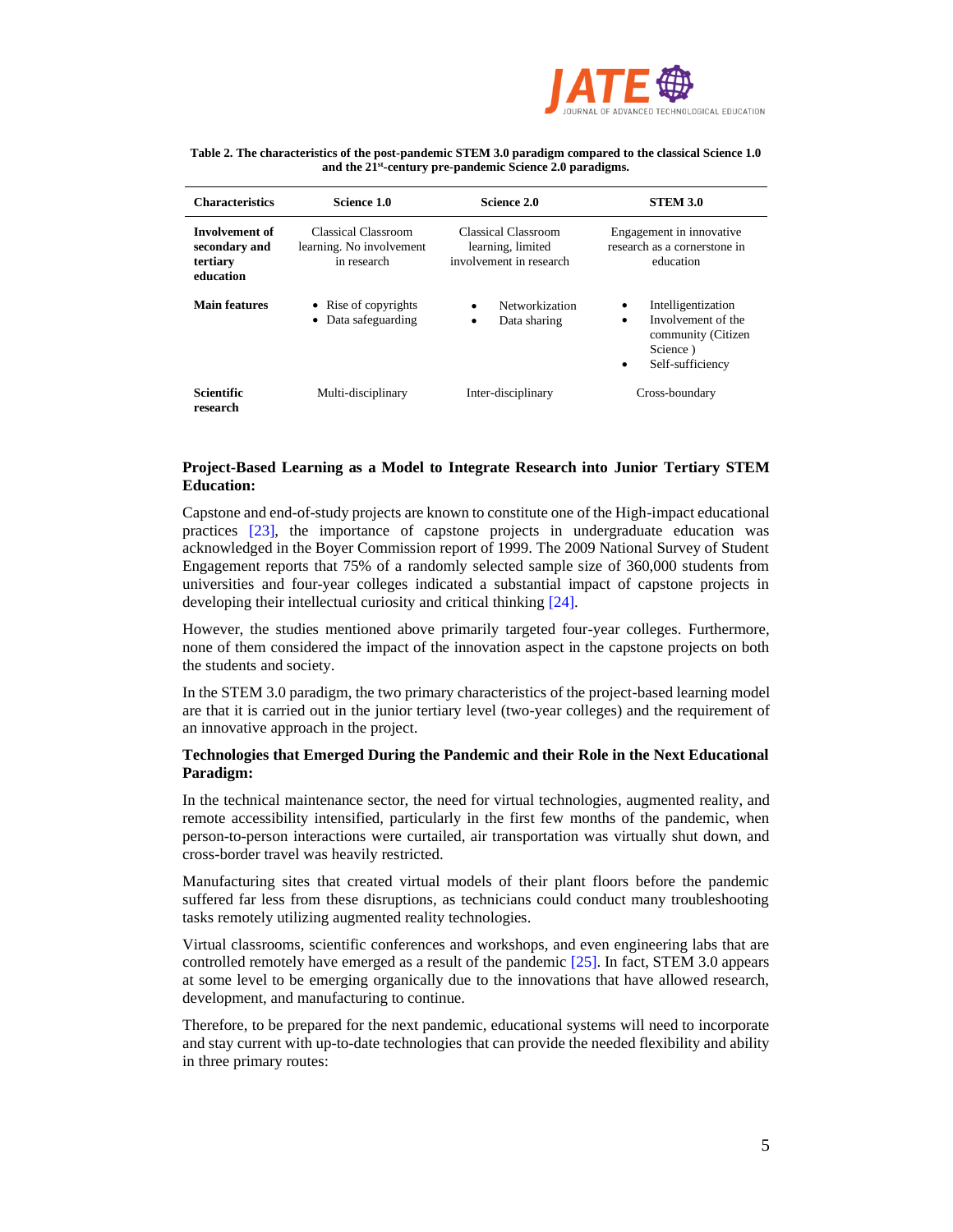**Table 2. The characteristics of the post-pandemic STEM 3.0 paradigm compared to the classical Science 1.0 and the 21st-century pre-pandemic Science 2.0 paradigms.**

| Characteristics | Science 1.0 | Science 2.0 | STEM 3.0 |
|---|---|---|---|
| **Involvement of secondary and tertiary education** | Classical Classroom learning. No involvement in research | Classical Classroom learning, limited involvement in research | Engagement in innovative research as a cornerstone in education |
| **Main features** | • Rise of copyrights<br>• Data safeguarding | • Networkization<br>• Data sharing | • Intelligentization<br>• Involvement of the community (Citizen Science )<br>• Self-sufficiency |
| **Scientific research** | Multi-disciplinary | Inter-disciplinary | Cross-boundary |

**Project-Based Learning as a Model to Integrate Research into Junior Tertiary STEM Education:**

Capstone and end-of-study projects are known to constitute one of the High-impact educational practices [23], the importance of capstone projects in undergraduate education was acknowledged in the Boyer Commission report of 1999. The 2009 National Survey of Student Engagement reports that 75% of a randomly selected sample size of 360,000 students from universities and four-year colleges indicated a substantial impact of capstone projects in developing their intellectual curiosity and critical thinking [24].

However, the studies mentioned above primarily targeted four-year colleges. Furthermore, none of them considered the impact of the innovation aspect in the capstone projects on both the students and society.

In the STEM 3.0 paradigm, the two primary characteristics of the project-based learning model are that it is carried out in the junior tertiary level (two-year colleges) and the requirement of an innovative approach in the project.

**Technologies that Emerged During the Pandemic and their Role in the Next Educational Paradigm:**

In the technical maintenance sector, the need for virtual technologies, augmented reality, and remote accessibility intensified, particularly in the first few months of the pandemic, when person-to-person interactions were curtailed, air transportation was virtually shut down, and cross-border travel was heavily restricted.

Manufacturing sites that created virtual models of their plant floors before the pandemic suffered far less from these disruptions, as technicians could conduct many troubleshooting tasks remotely utilizing augmented reality technologies.

Virtual classrooms, scientific conferences and workshops, and even engineering labs that are controlled remotely have emerged as a result of the pandemic [25]. In fact, STEM 3.0 appears at some level to be emerging organically due to the innovations that have allowed research, development, and manufacturing to continue.

Therefore, to be prepared for the next pandemic, educational systems will need to incorporate and stay current with up-to-date technologies that can provide the needed flexibility and ability in three primary routes: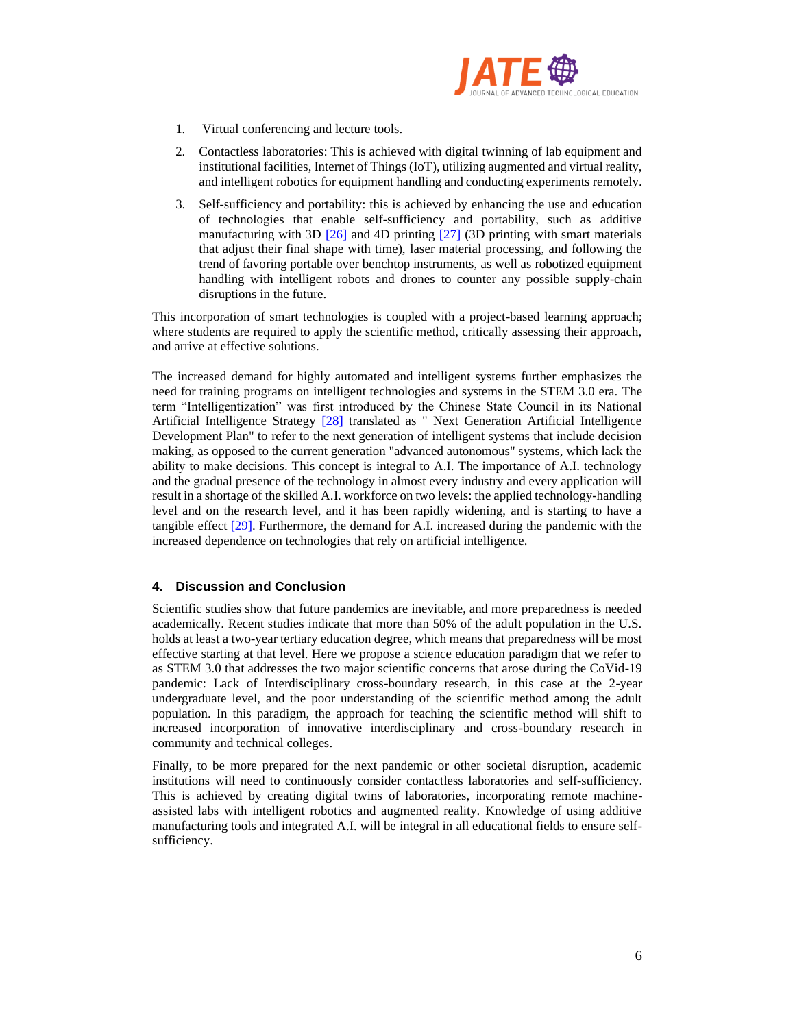1. Virtual conferencing and lecture tools.
2. Contactless laboratories: This is achieved with digital twinning of lab equipment and institutional facilities, Internet of Things (IoT), utilizing augmented and virtual reality, and intelligent robotics for equipment handling and conducting experiments remotely.
3. Self-sufficiency and portability: this is achieved by enhancing the use and education of technologies that enable self-sufficiency and portability, such as additive manufacturing with 3D [26] and 4D printing [27] (3D printing with smart materials that adjust their final shape with time), laser material processing, and following the trend of favoring portable over benchtop instruments, as well as robotized equipment handling with intelligent robots and drones to counter any possible supply-chain disruptions in the future.

This incorporation of smart technologies is coupled with a project-based learning approach; where students are required to apply the scientific method, critically assessing their approach, and arrive at effective solutions.

The increased demand for highly automated and intelligent systems further emphasizes the need for training programs on intelligent technologies and systems in the STEM 3.0 era. The term "Intelligentization" was first introduced by the Chinese State Council in its National Artificial Intelligence Strategy [28] translated as " Next Generation Artificial Intelligence Development Plan" to refer to the next generation of intelligent systems that include decision making, as opposed to the current generation "advanced autonomous" systems, which lack the ability to make decisions. This concept is integral to A.I. The importance of A.I. technology and the gradual presence of the technology in almost every industry and every application will result in a shortage of the skilled A.I. workforce on two levels: the applied technology-handling level and on the research level, and it has been rapidly widening, and is starting to have a tangible effect [29]. Furthermore, the demand for A.I. increased during the pandemic with the increased dependence on technologies that rely on artificial intelligence.

## 4. Discussion and Conclusion

Scientific studies show that future pandemics are inevitable, and more preparedness is needed academically. Recent studies indicate that more than 50% of the adult population in the U.S. holds at least a two-year tertiary education degree, which means that preparedness will be most effective starting at that level. Here we propose a science education paradigm that we refer to as STEM 3.0 that addresses the two major scientific concerns that arose during the CoVid-19 pandemic: Lack of Interdisciplinary cross-boundary research, in this case at the 2-year undergraduate level, and the poor understanding of the scientific method among the adult population. In this paradigm, the approach for teaching the scientific method will shift to increased incorporation of innovative interdisciplinary and cross-boundary research in community and technical colleges.

Finally, to be more prepared for the next pandemic or other societal disruption, academic institutions will need to continuously consider contactless laboratories and self-sufficiency. This is achieved by creating digital twins of laboratories, incorporating remote machine-assisted labs with intelligent robotics and augmented reality. Knowledge of using additive manufacturing tools and integrated A.I. will be integral in all educational fields to ensure self-sufficiency.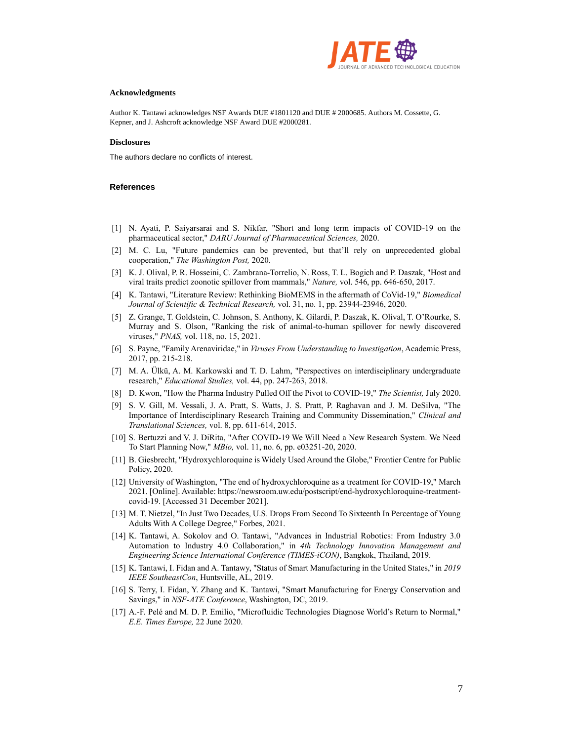### Acknowledgments

Author K. Tantawi acknowledges NSF Awards DUE #1801120 and DUE # 2000685. Authors M. Cossette, G. Kepner, and J. Ashcroft acknowledge NSF Award DUE #2000281.

### Disclosures

The authors declare no conflicts of interest.

### References

[1] N. Ayati, P. Saiyarsarai and S. Nikfar, "Short and long term impacts of COVID-19 on the pharmaceutical sector," *DARU Journal of Pharmaceutical Sciences,* 2020.

[2] M. C. Lu, "Future pandemics can be prevented, but that'll rely on unprecedented global cooperation," *The Washington Post,* 2020.

[3] K. J. Olival, P. R. Hosseini, C. Zambrana-Torrelio, N. Ross, T. L. Bogich and P. Daszak, "Host and viral traits predict zoonotic spillover from mammals," *Nature,* vol. 546, pp. 646-650, 2017.

[4] K. Tantawi, "Literature Review: Rethinking BioMEMS in the aftermath of CoVid-19," *Biomedical Journal of Scientific & Technical Research,* vol. 31, no. 1, pp. 23944-23946, 2020.

[5] Z. Grange, T. Goldstein, C. Johnson, S. Anthony, K. Gilardi, P. Daszak, K. Olival, T. O'Rourke, S. Murray and S. Olson, "Ranking the risk of animal-to-human spillover for newly discovered viruses," *PNAS,* vol. 118, no. 15, 2021.

[6] S. Payne, "Family Arenaviridae," in *Viruses From Understanding to Investigation*, Academic Press, 2017, pp. 215-218.

[7] M. A. Ülkü, A. M. Karkowski and T. D. Lahm, "Perspectives on interdisciplinary undergraduate research," *Educational Studies,* vol. 44, pp. 247-263, 2018.

[8] D. Kwon, "How the Pharma Industry Pulled Off the Pivot to COVID-19," *The Scientist,* July 2020.

[9] S. V. Gill, M. Vessali, J. A. Pratt, S. Watts, J. S. Pratt, P. Raghavan and J. M. DeSilva, "The Importance of Interdisciplinary Research Training and Community Dissemination," *Clinical and Translational Sciences,* vol. 8, pp. 611-614, 2015.

[10] S. Bertuzzi and V. J. DiRita, "After COVID-19 We Will Need a New Research System. We Need To Start Planning Now," *MBio,* vol. 11, no. 6, pp. e03251-20, 2020.

[11] B. Giesbrecht, "Hydroxychloroquine is Widely Used Around the Globe," Frontier Centre for Public Policy, 2020.

[12] University of Washington, "The end of hydroxychloroquine as a treatment for COVID-19," March 2021. [Online]. Available: https://newsroom.uw.edu/postscript/end-hydroxychloroquine-treatment-covid-19. [Accessed 31 December 2021].

[13] M. T. Nietzel, "In Just Two Decades, U.S. Drops From Second To Sixteenth In Percentage of Young Adults With A College Degree," Forbes, 2021.

[14] K. Tantawi, A. Sokolov and O. Tantawi, "Advances in Industrial Robotics: From Industry 3.0 Automation to Industry 4.0 Collaboration," in *4th Technology Innovation Management and Engineering Science International Conference (TIMES-iCON)*, Bangkok, Thailand, 2019.

[15] K. Tantawi, I. Fidan and A. Tantawy, "Status of Smart Manufacturing in the United States," in *2019 IEEE SoutheastCon*, Huntsville, AL, 2019.

[16] S. Terry, I. Fidan, Y. Zhang and K. Tantawi, "Smart Manufacturing for Energy Conservation and Savings," in *NSF-ATE Conference*, Washington, DC, 2019.

[17] A.-F. Pelé and M. D. P. Emilio, "Microfluidic Technologies Diagnose World's Return to Normal," *E.E. Times Europe,* 22 June 2020.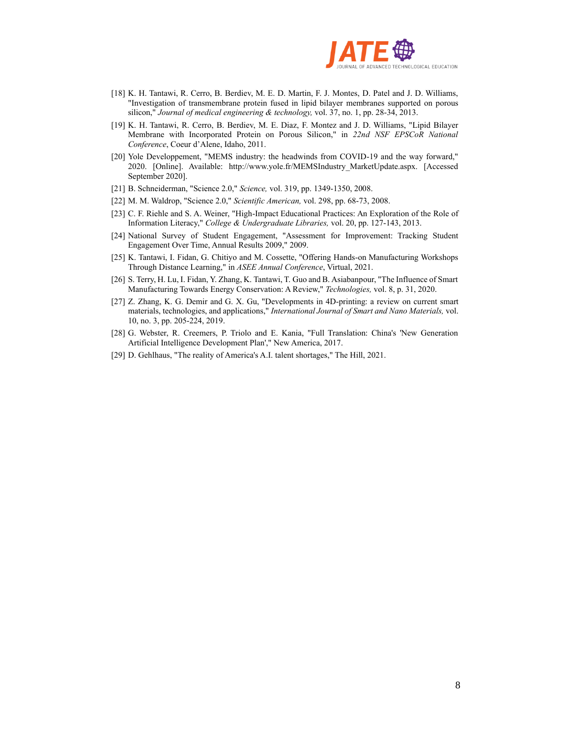[18] K. H. Tantawi, R. Cerro, B. Berdiev, M. E. D. Martin, F. J. Montes, D. Patel and J. D. Williams, "Investigation of transmembrane protein fused in lipid bilayer membranes supported on porous silicon," *Journal of medical engineering & technology,* vol. 37, no. 1, pp. 28-34, 2013.

[19] K. H. Tantawi, R. Cerro, B. Berdiev, M. E. Diaz, F. Montez and J. D. Williams, "Lipid Bilayer Membrane with Incorporated Protein on Porous Silicon," in *22nd NSF EPSCoR National Conference*, Coeur d'Alene, Idaho, 2011.

[20] Yole Developpement, "MEMS industry: the headwinds from COVID-19 and the way forward," 2020. [Online]. Available: http://www.yole.fr/MEMSIndustry_MarketUpdate.aspx. [Accessed September 2020].

[21] B. Schneiderman, "Science 2.0," *Science,* vol. 319, pp. 1349-1350, 2008.

[22] M. M. Waldrop, "Science 2.0," *Scientific American,* vol. 298, pp. 68-73, 2008.

[23] C. F. Riehle and S. A. Weiner, "High-Impact Educational Practices: An Exploration of the Role of Information Literacy," *College & Undergraduate Libraries,* vol. 20, pp. 127-143, 2013.

[24] National Survey of Student Engagement, "Assessment for Improvement: Tracking Student Engagement Over Time, Annual Results 2009," 2009.

[25] K. Tantawi, I. Fidan, G. Chitiyo and M. Cossette, "Offering Hands-on Manufacturing Workshops Through Distance Learning," in *ASEE Annual Conference*, Virtual, 2021.

[26] S. Terry, H. Lu, I. Fidan, Y. Zhang, K. Tantawi, T. Guo and B. Asiabanpour, "The Influence of Smart Manufacturing Towards Energy Conservation: A Review," *Technologies,* vol. 8, p. 31, 2020.

[27] Z. Zhang, K. G. Demir and G. X. Gu, "Developments in 4D-printing: a review on current smart materials, technologies, and applications," *International Journal of Smart and Nano Materials,* vol. 10, no. 3, pp. 205-224, 2019.

[28] G. Webster, R. Creemers, P. Triolo and E. Kania, "Full Translation: China's 'New Generation Artificial Intelligence Development Plan'," New America, 2017.

[29] D. Gehlhaus, "The reality of America's A.I. talent shortages," The Hill, 2021.